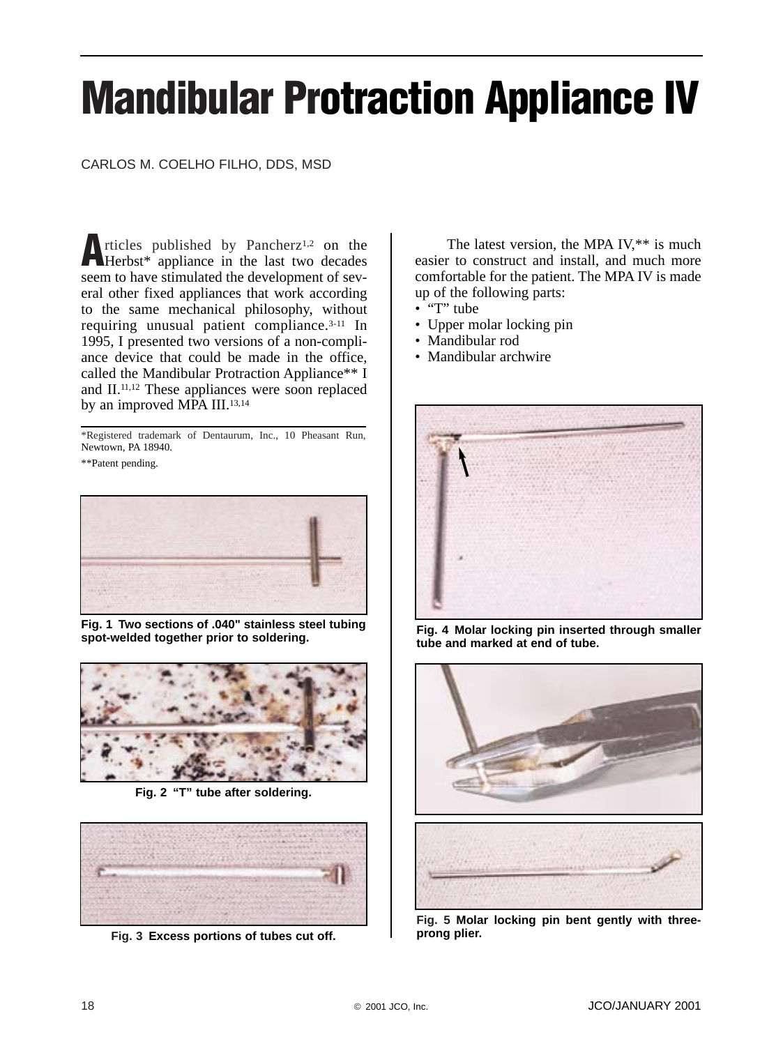# Mandibular Protraction Appliance IV

CARLOS M. COELHO FILHO, DDS, MSD

Articles published by Pancherz[1,2] on the Herbst* appliance in the last two decades seem to have stimulated the development of several other fixed appliances that work according to the same mechanical philosophy, without requiring unusual patient compliance.[3-11] In 1995, I presented two versions of a non-compliance device that could be made in the office, called the Mandibular Protraction Appliance** I and II.[11,12] These appliances were soon replaced by an improved MPA III.[13,14]

*Registered trademark of Dentaurum, Inc., 10 Pheasant Run, Newtown, PA 18940.

**Patent pending.

Fig. 1 Two sections of .040" stainless steel tubing spot-welded together prior to soldering.

Fig. 2 "T" tube after soldering.

Fig. 3 Excess portions of tubes cut off.

The latest version, the MPA IV,** is much easier to construct and install, and much more comfortable for the patient. The MPA IV is made up of the following parts:

- "T" tube
- Upper molar locking pin
- Mandibular rod
- Mandibular archwire

Fig. 4 Molar locking pin inserted through smaller tube and marked at end of tube.

Fig. 5 Molar locking pin bent gently with three-prong plier.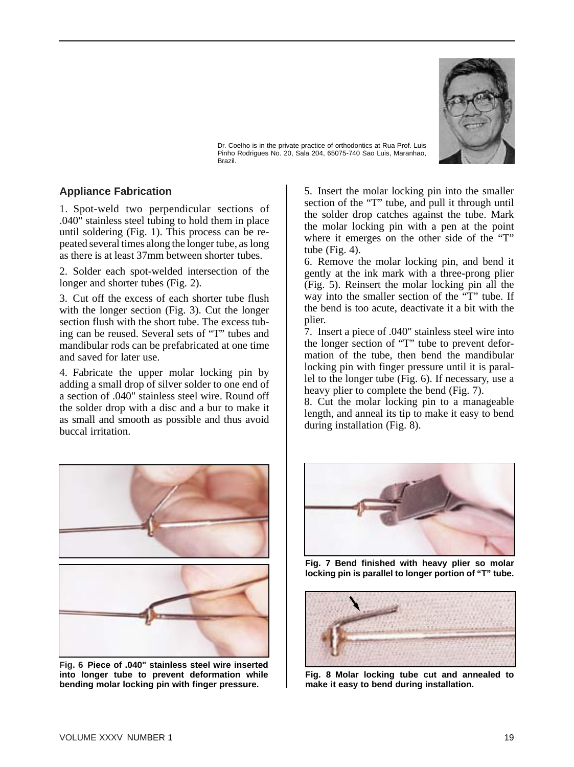Dr. Coelho is in the private practice of orthodontics at Rua Prof. Luis Pinho Rodrigues No. 20, Sala 204, 65075-740 Sao Luis, Maranhao, Brazil.

## Appliance Fabrication

1. Spot-weld two perpendicular sections of .040" stainless steel tubing to hold them in place until soldering (Fig. 1). This process can be repeated several times along the longer tube, as long as there is at least 37mm between shorter tubes.

2. Solder each spot-welded intersection of the longer and shorter tubes (Fig. 2).

3. Cut off the excess of each shorter tube flush with the longer section (Fig. 3). Cut the longer section flush with the short tube. The excess tubing can be reused. Several sets of "T" tubes and mandibular rods can be prefabricated at one time and saved for later use.

4. Fabricate the upper molar locking pin by adding a small drop of silver solder to one end of a section of .040" stainless steel wire. Round off the solder drop with a disc and a bur to make it as small and smooth as possible and thus avoid buccal irritation.

5. Insert the molar locking pin into the smaller section of the "T" tube, and pull it through until the solder drop catches against the tube. Mark the molar locking pin with a pen at the point where it emerges on the other side of the "T" tube (Fig. 4).

6. Remove the molar locking pin, and bend it gently at the ink mark with a three-prong plier (Fig. 5). Reinsert the molar locking pin all the way into the smaller section of the "T" tube. If the bend is too acute, deactivate it a bit with the plier.

7. Insert a piece of .040" stainless steel wire into the longer section of "T" tube to prevent deformation of the tube, then bend the mandibular locking pin with finger pressure until it is parallel to the longer tube (Fig. 6). If necessary, use a heavy plier to complete the bend (Fig. 7).

8. Cut the molar locking pin to a manageable length, and anneal its tip to make it easy to bend during installation (Fig. 8).

**Fig. 6 Piece of .040" stainless steel wire inserted into longer tube to prevent deformation while bending molar locking pin with finger pressure.**

**Fig. 7 Bend finished with heavy plier so molar locking pin is parallel to longer portion of "T" tube.**

**Fig. 8 Molar locking tube cut and annealed to make it easy to bend during installation.**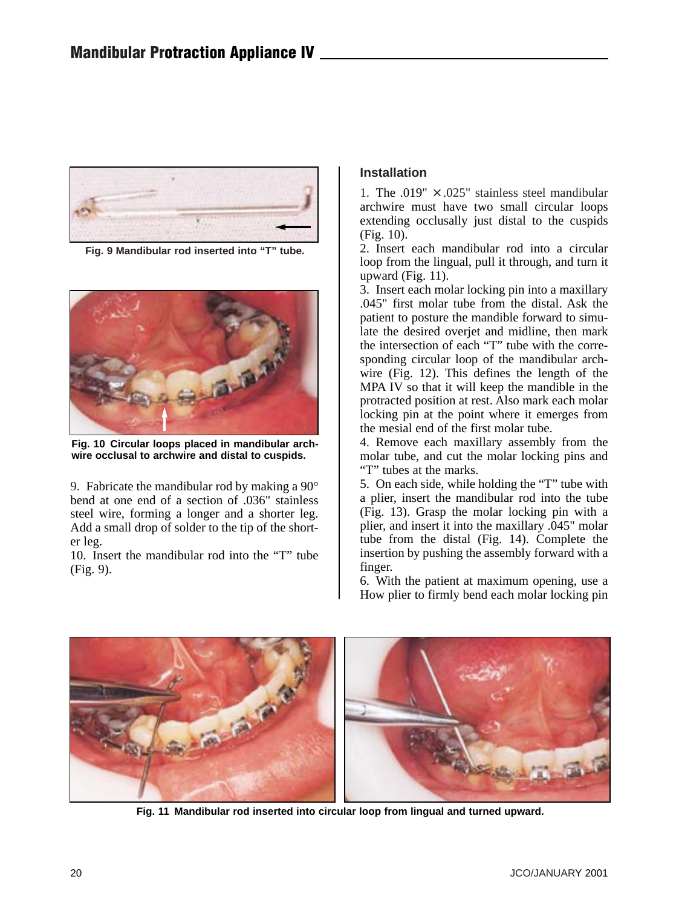Fig. 9 Mandibular rod inserted into "T" tube.

Fig. 10 Circular loops placed in mandibular archwire occlusal to archwire and distal to cuspids.

9. Fabricate the mandibular rod by making a 90° bend at one end of a section of .036" stainless steel wire, forming a longer and a shorter leg. Add a small drop of solder to the tip of the shorter leg.

10. Insert the mandibular rod into the "T" tube (Fig. 9).

### Installation

1. The .019" × .025" stainless steel mandibular archwire must have two small circular loops extending occlusally just distal to the cuspids (Fig. 10).

2. Insert each mandibular rod into a circular loop from the lingual, pull it through, and turn it upward (Fig. 11).

3. Insert each molar locking pin into a maxillary .045" first molar tube from the distal. Ask the patient to posture the mandible forward to simulate the desired overjet and midline, then mark the intersection of each "T" tube with the corresponding circular loop of the mandibular archwire (Fig. 12). This defines the length of the MPA IV so that it will keep the mandible in the protracted position at rest. Also mark each molar locking pin at the point where it emerges from the mesial end of the first molar tube.

4. Remove each maxillary assembly from the molar tube, and cut the molar locking pins and "T" tubes at the marks.

5. On each side, while holding the "T" tube with a plier, insert the mandibular rod into the tube (Fig. 13). Grasp the molar locking pin with a plier, and insert it into the maxillary .045" molar tube from the distal (Fig. 14). Complete the insertion by pushing the assembly forward with a finger.

6. With the patient at maximum opening, use a How plier to firmly bend each molar locking pin

Fig. 11 Mandibular rod inserted into circular loop from lingual and turned upward.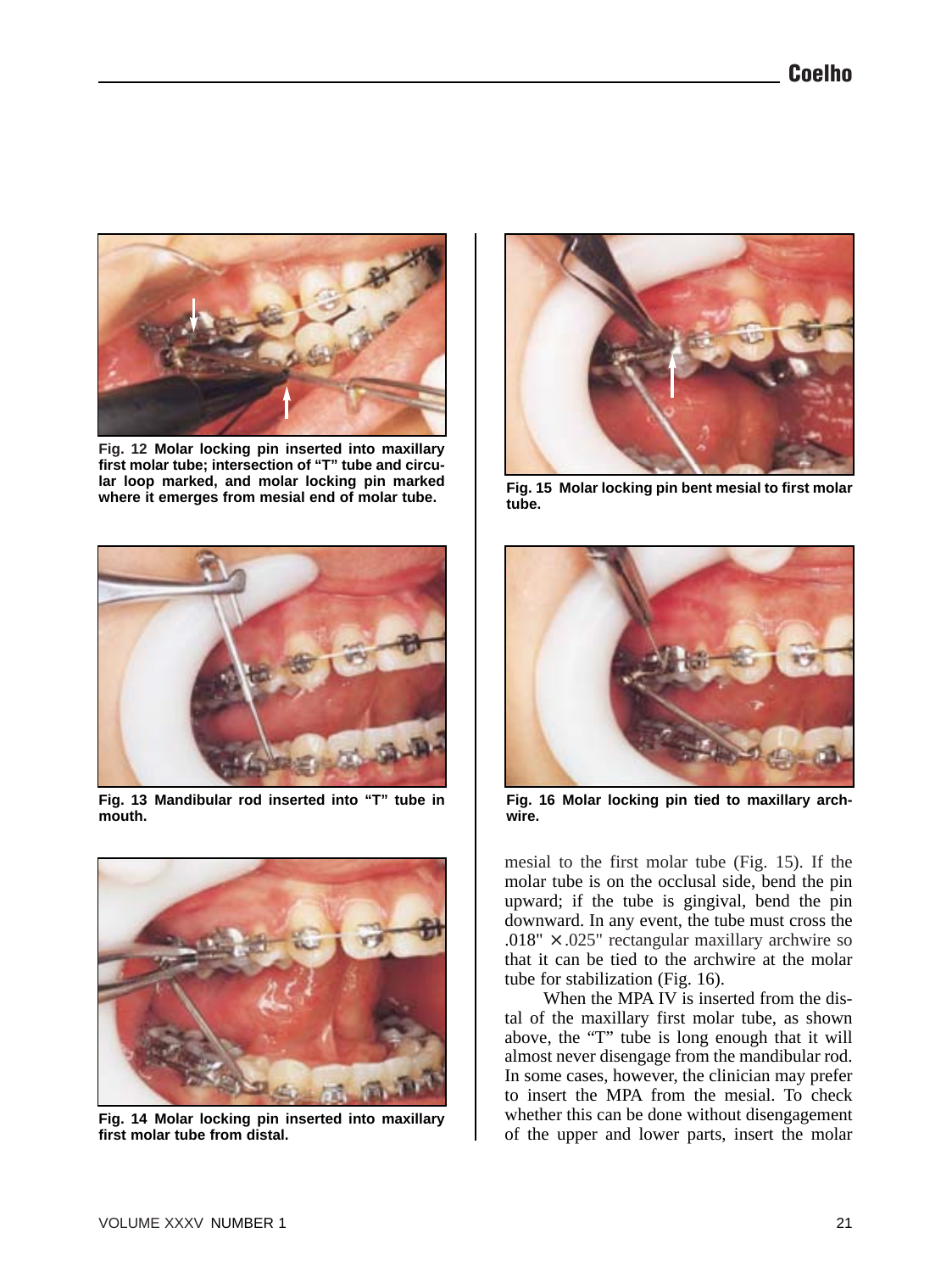**Fig. 12 Molar locking pin inserted into maxillary first molar tube; intersection of "T" tube and circular loop marked, and molar locking pin marked where it emerges from mesial end of molar tube.**

**Fig. 13 Mandibular rod inserted into "T" tube in mouth.**

**Fig. 14 Molar locking pin inserted into maxillary first molar tube from distal.**

**Fig. 15 Molar locking pin bent mesial to first molar tube.**

**Fig. 16 Molar locking pin tied to maxillary archwire.**

mesial to the first molar tube (Fig. 15). If the molar tube is on the occlusal side, bend the pin upward; if the tube is gingival, bend the pin downward. In any event, the tube must cross the .018" × .025" rectangular maxillary archwire so that it can be tied to the archwire at the molar tube for stabilization (Fig. 16).

When the MPA IV is inserted from the distal of the maxillary first molar tube, as shown above, the "T" tube is long enough that it will almost never disengage from the mandibular rod. In some cases, however, the clinician may prefer to insert the MPA from the mesial. To check whether this can be done without disengagement of the upper and lower parts, insert the molar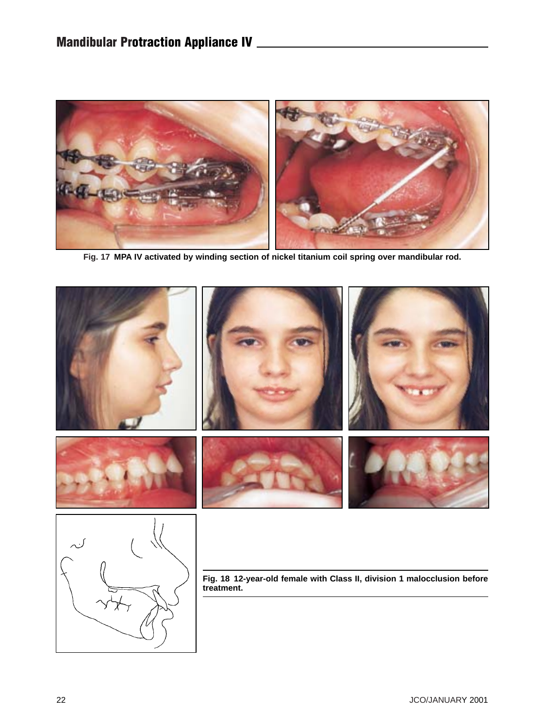Fig. 17 MPA IV activated by winding section of nickel titanium coil spring over mandibular rod.

Fig. 18 12-year-old female with Class II, division 1 malocclusion before treatment.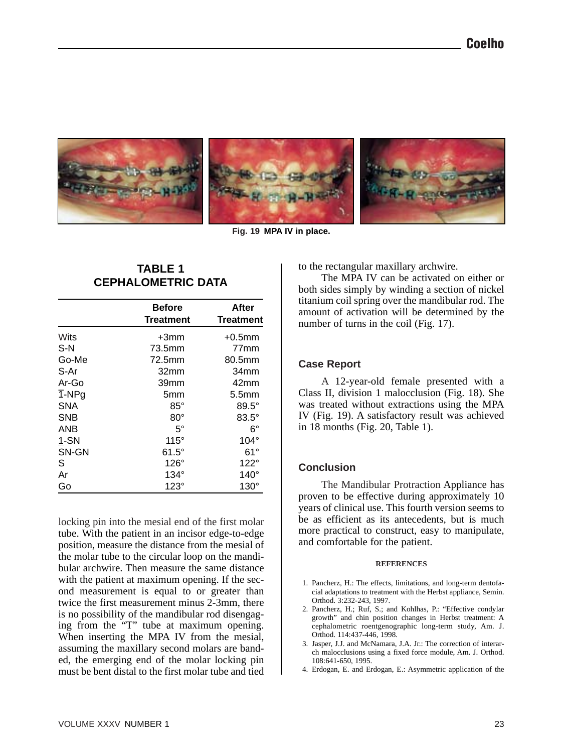Fig. 19 MPA IV in place.

## TABLE 1 CEPHALOMETRIC DATA

| | Before Treatment | After Treatment |
|---|---|---|
| Wits | +3mm | +0.5mm |
| S-N | 73.5mm | 77mm |
| Go-Me | 72.5mm | 80.5mm |
| S-Ar | 32mm | 34mm |
| Ar-Go | 39mm | 42mm |
| $\overline{1}$-NPg | 5mm | 5.5mm |
| SNA | 85° | 89.5° |
| SNB | 80° | 83.5° |
| ANB | 5° | 6° |
| $\underline{1}$-SN | 115° | 104° |
| SN-GN | 61.5° | 61° |
| S | 126° | 122° |
| Ar | 134° | 140° |
| Go | 123° | 130° |

locking pin into the mesial end of the first molar tube. With the patient in an incisor edge-to-edge position, measure the distance from the mesial of the molar tube to the circular loop on the mandibular archwire. Then measure the same distance with the patient at maximum opening. If the second measurement is equal to or greater than twice the first measurement minus 2-3mm, there is no possibility of the mandibular rod disengaging from the "T" tube at maximum opening. When inserting the MPA IV from the mesial, assuming the maxillary second molars are banded, the emerging end of the molar locking pin must be bent distal to the first molar tube and tied to the rectangular maxillary archwire.

The MPA IV can be activated on either or both sides simply by winding a section of nickel titanium coil spring over the mandibular rod. The amount of activation will be determined by the number of turns in the coil (Fig. 17).

### Case Report

A 12-year-old female presented with a Class II, division 1 malocclusion (Fig. 18). She was treated without extractions using the MPA IV (Fig. 19). A satisfactory result was achieved in 18 months (Fig. 20, Table 1).

### Conclusion

The Mandibular Protraction Appliance has proven to be effective during approximately 10 years of clinical use. This fourth version seems to be as efficient as its antecedents, but is much more practical to construct, easy to manipulate, and comfortable for the patient.

#### REFERENCES

1. Pancherz, H.: The effects, limitations, and long-term dentofacial adaptations to treatment with the Herbst appliance, Semin. Orthod. 3:232-243, 1997.
2. Pancherz, H.; Ruf, S.; and Kohlhas, P.: "Effective condylar growth" and chin position changes in Herbst treatment: A cephalometric roentgenographic long-term study, Am. J. Orthod. 114:437-446, 1998.
3. Jasper, J.J. and McNamara, J.A. Jr.: The correction of interarch malocclusions using a fixed force module, Am. J. Orthod. 108:641-650, 1995.
4. Erdogan, E. and Erdogan, E.: Asymmetric application of the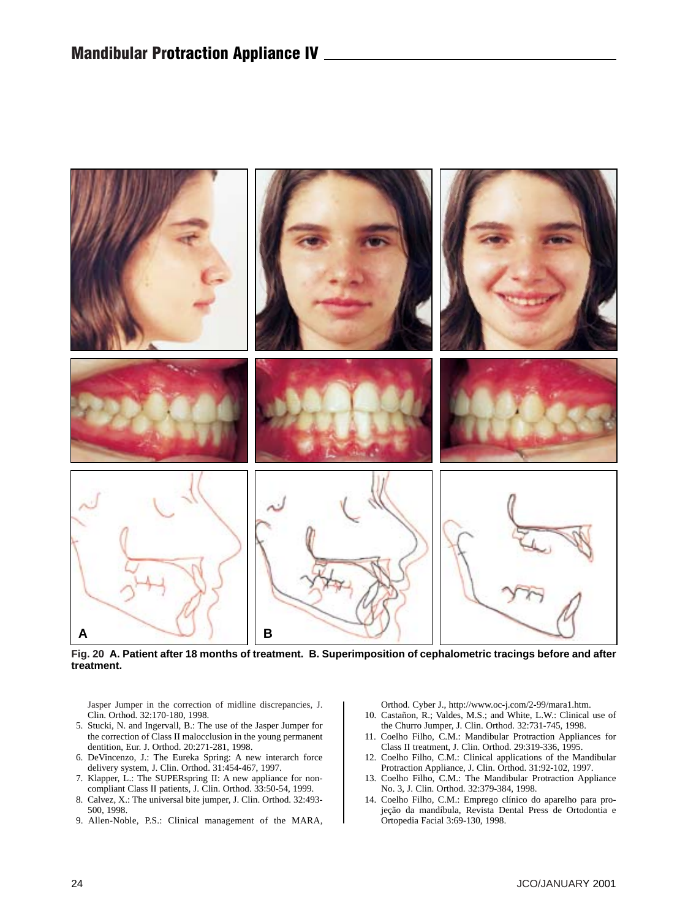**Fig. 20 A. Patient after 18 months of treatment. B. Superimposition of cephalometric tracings before and after treatment.**

Jasper Jumper in the correction of midline discrepancies, J. Clin. Orthod. 32:170-180, 1998.

5. Stucki, N. and Ingervall, B.: The use of the Jasper Jumper for the correction of Class II malocclusion in the young permanent dentition, Eur. J. Orthod. 20:271-281, 1998.
6. DeVincenzo, J.: The Eureka Spring: A new interarch force delivery system, J. Clin. Orthod. 31:454-467, 1997.
7. Klapper, L.: The SUPERspring II: A new appliance for non-compliant Class II patients, J. Clin. Orthod. 33:50-54, 1999.
8. Calvez, X.: The universal bite jumper, J. Clin. Orthod. 32:493-500, 1998.
9. Allen-Noble, P.S.: Clinical management of the MARA, Orthod. Cyber J., http://www.oc-j.com/2-99/mara1.htm.
10. Castañon, R.; Valdes, M.S.; and White, L.W.: Clinical use of the Churro Jumper, J. Clin. Orthod. 32:731-745, 1998.
11. Coelho Filho, C.M.: Mandibular Protraction Appliances for Class II treatment, J. Clin. Orthod. 29:319-336, 1995.
12. Coelho Filho, C.M.: Clinical applications of the Mandibular Protraction Appliance, J. Clin. Orthod. 31:92-102, 1997.
13. Coelho Filho, C.M.: The Mandibular Protraction Appliance No. 3, J. Clin. Orthod. 32:379-384, 1998.
14. Coelho Filho, C.M.: Emprego clínico do aparelho para projeção da mandíbula, Revista Dental Press de Ortodontia e Ortopedia Facial 3:69-130, 1998.